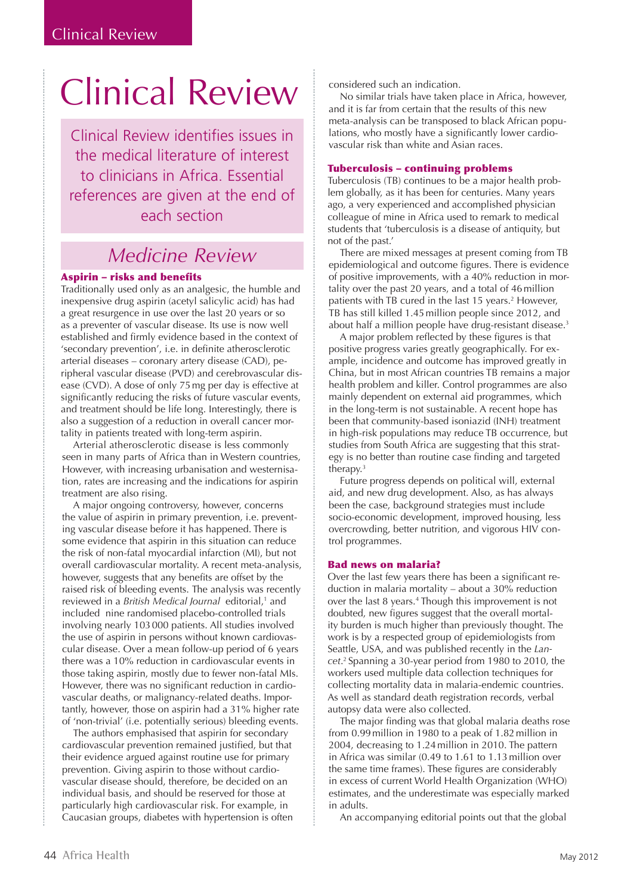# Clinical Review

Clinical Review identifies issues in the medical literature of interest to clinicians in Africa. Essential references are given at the end of each section

## *Medicine Review*

### Aspirin – risks and benefits

Traditionally used only as an analgesic, the humble and inexpensive drug aspirin (acetyl salicylic acid) has had a great resurgence in use over the last 20 years or so as a preventer of vascular disease. Its use is now well established and firmly evidence based in the context of 'secondary prevention', i.e. in definite atherosclerotic arterial diseases – coronary artery disease (CAD), peripheral vascular disease (PVD) and cerebrovascular disease (CVD). A dose of only 75 mg per day is effective at significantly reducing the risks of future vascular events, and treatment should be life long. Interestingly, there is also a suggestion of a reduction in overall cancer mortality in patients treated with long-term aspirin.

Arterial atherosclerotic disease is less commonly seen in many parts of Africa than in Western countries, However, with increasing urbanisation and westernisation, rates are increasing and the indications for aspirin treatment are also rising.

A major ongoing controversy, however, concerns the value of aspirin in primary prevention, i.e. preventing vascular disease before it has happened. There is some evidence that aspirin in this situation can reduce the risk of non-fatal myocardial infarction (MI), but not overall cardiovascular mortality. A recent meta-analysis, however, suggests that any benefits are offset by the raised risk of bleeding events. The analysis was recently reviewed in a *British Medical Journal* editorial,[1] and included nine randomised placebo-controlled trials involving nearly 103 000 patients. All studies involved the use of aspirin in persons without known cardiovascular disease. Over a mean follow-up period of 6 years there was a 10% reduction in cardiovascular events in those taking aspirin, mostly due to fewer non-fatal MIs. However, there was no significant reduction in cardiovascular deaths, or malignancy-related deaths. Importantly, however, those on aspirin had a 31% higher rate of 'non-trivial' (i.e. potentially serious) bleeding events.

The authors emphasised that aspirin for secondary cardiovascular prevention remained justified, but that their evidence argued against routine use for primary prevention. Giving aspirin to those without cardiovascular disease should, therefore, be decided on an individual basis, and should be reserved for those at particularly high cardiovascular risk. For example, in Caucasian groups, diabetes with hypertension is often considered such an indication.

No similar trials have taken place in Africa, however, and it is far from certain that the results of this new meta-analysis can be transposed to black African populations, who mostly have a significantly lower cardiovascular risk than white and Asian races.

### Tuberculosis – continuing problems

Tuberculosis (TB) continues to be a major health problem globally, as it has been for centuries. Many years ago, a very experienced and accomplished physician colleague of mine in Africa used to remark to medical students that 'tuberculosis is a disease of antiquity, but not of the past.'

There are mixed messages at present coming from TB epidemiological and outcome figures. There is evidence of positive improvements, with a 40% reduction in mortality over the past 20 years, and a total of 46 million patients with TB cured in the last 15 years.[2] However, TB has still killed 1.45 million people since 2012, and about half a million people have drug-resistant disease.[3]

A major problem reflected by these figures is that positive progress varies greatly geographically. For example, incidence and outcome has improved greatly in China, but in most African countries TB remains a major health problem and killer. Control programmes are also mainly dependent on external aid programmes, which in the long-term is not sustainable. A recent hope has been that community-based isoniazid (INH) treatment in high-risk populations may reduce TB occurrence, but studies from South Africa are suggesting that this strategy is no better than routine case finding and targeted therapy.[3]

Future progress depends on political will, external aid, and new drug development. Also, as has always been the case, background strategies must include socio-economic development, improved housing, less overcrowding, better nutrition, and vigorous HIV control programmes.

### Bad news on malaria?

Over the last few years there has been a significant reduction in malaria mortality – about a 30% reduction over the last 8 years.[4] Though this improvement is not doubted, new figures suggest that the overall mortality burden is much higher than previously thought. The work is by a respected group of epidemiologists from Seattle, USA, and was published recently in the *Lancet*.[2] Spanning a 30-year period from 1980 to 2010, the workers used multiple data collection techniques for collecting mortality data in malaria-endemic countries. As well as standard death registration records, verbal autopsy data were also collected.

The major finding was that global malaria deaths rose from 0.99 million in 1980 to a peak of 1.82 million in 2004, decreasing to 1.24 million in 2010. The pattern in Africa was similar (0.49 to 1.61 to 1.13 million over the same time frames). These figures are considerably in excess of current World Health Organization (WHO) estimates, and the underestimate was especially marked in adults.

An accompanying editorial points out that the global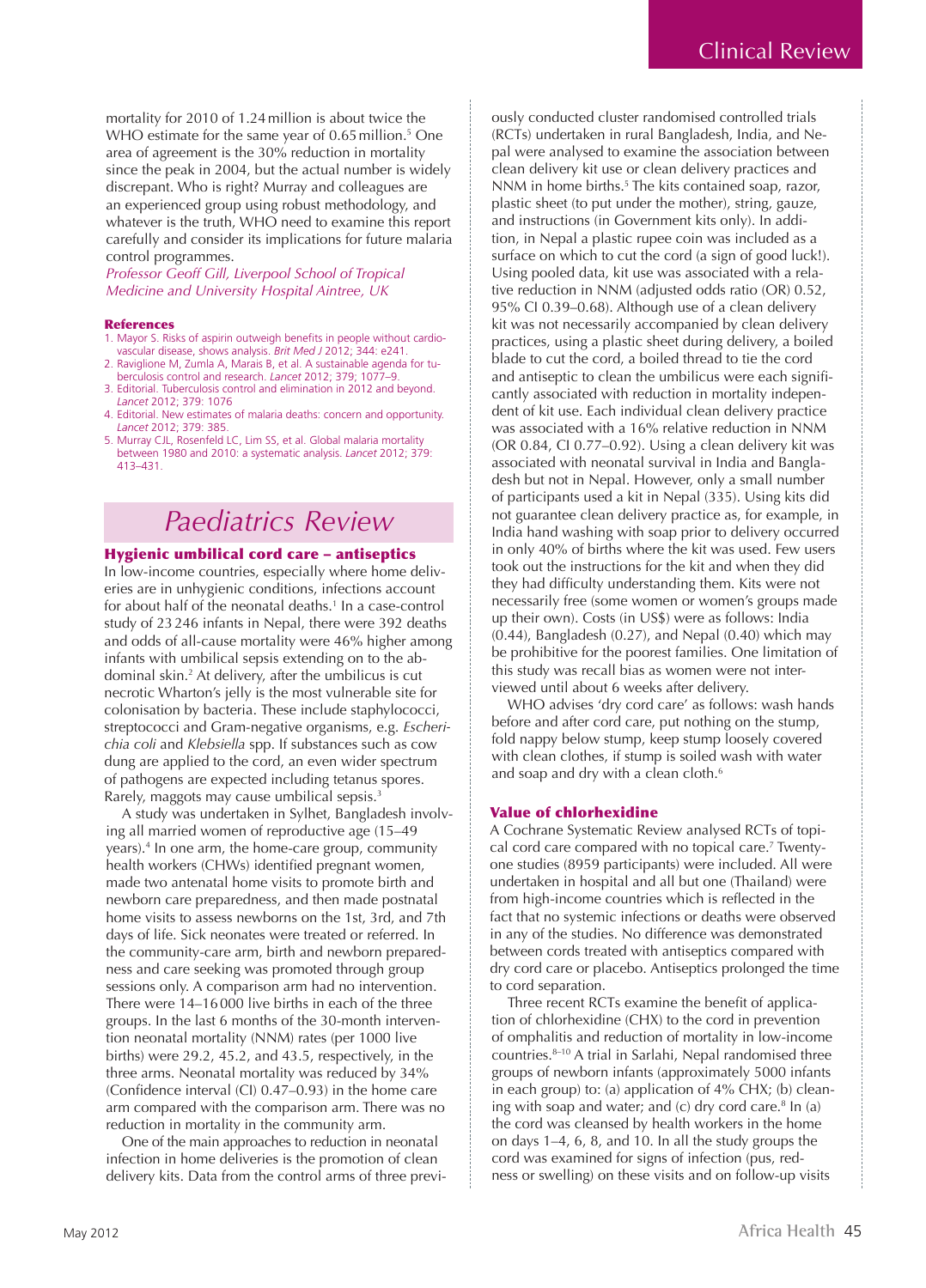mortality for 2010 of 1.24 million is about twice the WHO estimate for the same year of 0.65 million.[5] One area of agreement is the 30% reduction in mortality since the peak in 2004, but the actual number is widely discrepant. Who is right? Murray and colleagues are an experienced group using robust methodology, and whatever is the truth, WHO need to examine this report carefully and consider its implications for future malaria control programmes.

*Professor Geoff Gill, Liverpool School of Tropical Medicine and University Hospital Aintree, UK*

#### References

1. Mayor S. Risks of aspirin outweigh benefits in people without cardiovascular disease, shows analysis. *Brit Med J* 2012; 344: e241.
2. Raviglione M, Zumla A, Marais B, et al. A sustainable agenda for tuberculosis control and research. *Lancet* 2012; 379; 1077–9.
3. Editorial. Tuberculosis control and elimination in 2012 and beyond. *Lancet* 2012; 379: 1076
4. Editorial. New estimates of malaria deaths: concern and opportunity. *Lancet* 2012; 379: 385.
5. Murray CJL, Rosenfeld LC, Lim SS, et al. Global malaria mortality between 1980 and 2010: a systematic analysis. *Lancet* 2012; 379: 413–431.

# Paediatrics Review

## Hygienic umbilical cord care – antiseptics

In low-income countries, especially where home deliveries are in unhygienic conditions, infections account for about half of the neonatal deaths.[1] In a case-control study of 23 246 infants in Nepal, there were 392 deaths and odds of all-cause mortality were 46% higher among infants with umbilical sepsis extending on to the abdominal skin.[2] At delivery, after the umbilicus is cut necrotic Wharton's jelly is the most vulnerable site for colonisation by bacteria. These include staphylococci, streptococci and Gram-negative organisms, e.g. *Escherichia coli* and *Klebsiella* spp. If substances such as cow dung are applied to the cord, an even wider spectrum of pathogens are expected including tetanus spores. Rarely, maggots may cause umbilical sepsis.[3]

A study was undertaken in Sylhet, Bangladesh involving all married women of reproductive age (15–49 years).[4] In one arm, the home-care group, community health workers (CHWs) identified pregnant women, made two antenatal home visits to promote birth and newborn care preparedness, and then made postnatal home visits to assess newborns on the 1st, 3rd, and 7th days of life. Sick neonates were treated or referred. In the community-care arm, birth and newborn preparedness and care seeking was promoted through group sessions only. A comparison arm had no intervention. There were 14–16 000 live births in each of the three groups. In the last 6 months of the 30-month intervention neonatal mortality (NNM) rates (per 1000 live births) were 29.2, 45.2, and 43.5, respectively, in the three arms. Neonatal mortality was reduced by 34% (Confidence interval (CI) 0.47–0.93) in the home care arm compared with the comparison arm. There was no reduction in mortality in the community arm.

One of the main approaches to reduction in neonatal infection in home deliveries is the promotion of clean delivery kits. Data from the control arms of three previously conducted cluster randomised controlled trials (RCTs) undertaken in rural Bangladesh, India, and Nepal were analysed to examine the association between clean delivery kit use or clean delivery practices and NNM in home births.[5] The kits contained soap, razor, plastic sheet (to put under the mother), string, gauze, and instructions (in Government kits only). In addition, in Nepal a plastic rupee coin was included as a surface on which to cut the cord (a sign of good luck!). Using pooled data, kit use was associated with a relative reduction in NNM (adjusted odds ratio (OR) 0.52, 95% CI 0.39–0.68). Although use of a clean delivery kit was not necessarily accompanied by clean delivery practices, using a plastic sheet during delivery, a boiled blade to cut the cord, a boiled thread to tie the cord and antiseptic to clean the umbilicus were each significantly associated with reduction in mortality independent of kit use. Each individual clean delivery practice was associated with a 16% relative reduction in NNM (OR 0.84, CI 0.77–0.92). Using a clean delivery kit was associated with neonatal survival in India and Bangladesh but not in Nepal. However, only a small number of participants used a kit in Nepal (335). Using kits did not guarantee clean delivery practice as, for example, in India hand washing with soap prior to delivery occurred in only 40% of births where the kit was used. Few users took out the instructions for the kit and when they did they had difficulty understanding them. Kits were not necessarily free (some women or women's groups made up their own). Costs (in US$) were as follows: India (0.44), Bangladesh (0.27), and Nepal (0.40) which may be prohibitive for the poorest families. One limitation of this study was recall bias as women were not interviewed until about 6 weeks after delivery.

WHO advises 'dry cord care' as follows: wash hands before and after cord care, put nothing on the stump, fold nappy below stump, keep stump loosely covered with clean clothes, if stump is soiled wash with water and soap and dry with a clean cloth.[6]

## Value of chlorhexidine

A Cochrane Systematic Review analysed RCTs of topical cord care compared with no topical care.[7] Twenty-one studies (8959 participants) were included. All were undertaken in hospital and all but one (Thailand) were from high-income countries which is reflected in the fact that no systemic infections or deaths were observed in any of the studies. No difference was demonstrated between cords treated with antiseptics compared with dry cord care or placebo. Antiseptics prolonged the time to cord separation.

Three recent RCTs examine the benefit of application of chlorhexidine (CHX) to the cord in prevention of omphalitis and reduction of mortality in low-income countries.[8–10] A trial in Sarlahi, Nepal randomised three groups of newborn infants (approximately 5000 infants in each group) to: (a) application of 4% CHX; (b) cleaning with soap and water; and (c) dry cord care.[8] In (a) the cord was cleansed by health workers in the home on days 1–4, 6, 8, and 10. In all the study groups the cord was examined for signs of infection (pus, redness or swelling) on these visits and on follow-up visits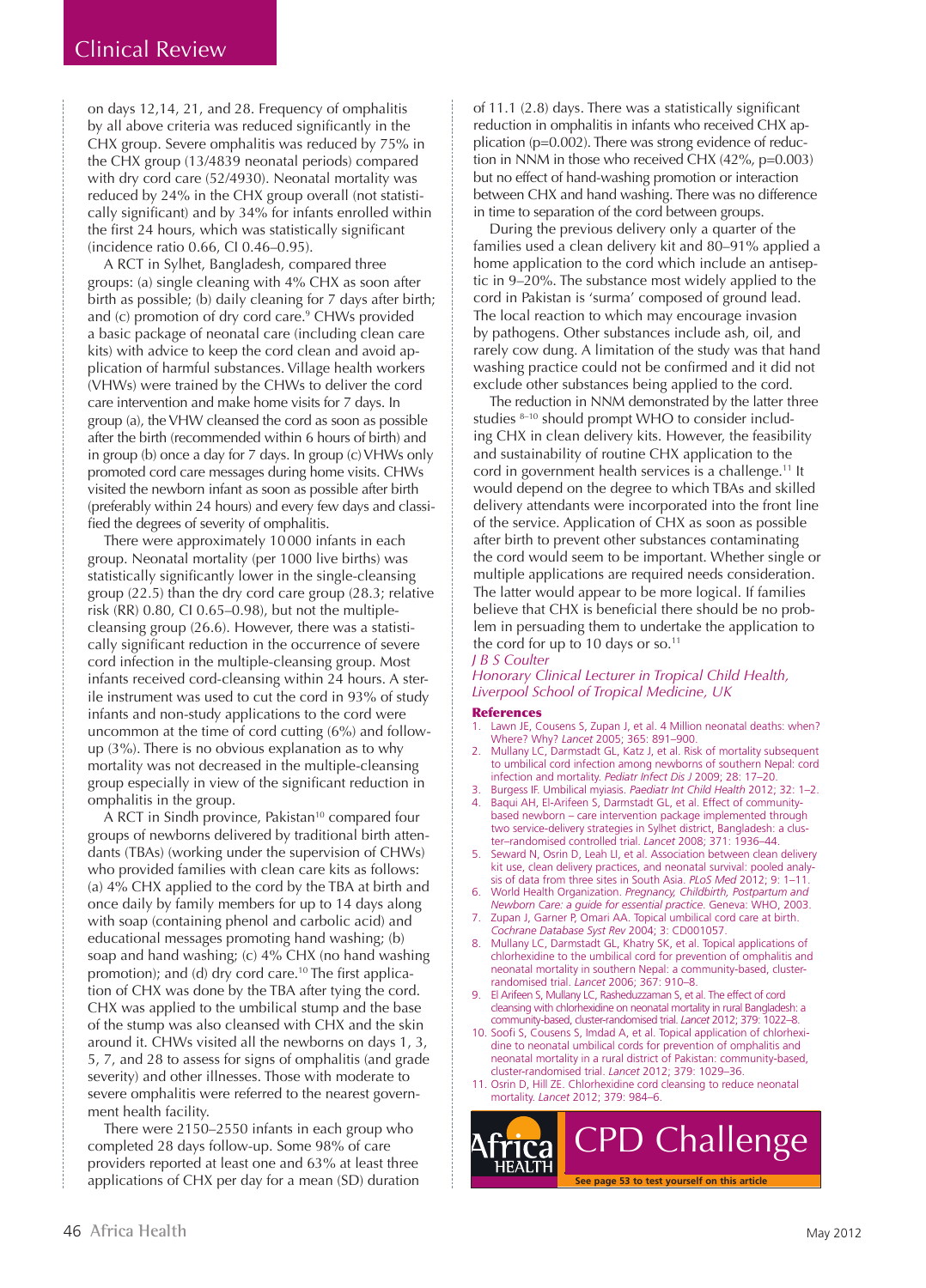on days 12,14, 21, and 28. Frequency of omphalitis by all above criteria was reduced significantly in the CHX group. Severe omphalitis was reduced by 75% in the CHX group (13/4839 neonatal periods) compared with dry cord care (52/4930). Neonatal mortality was reduced by 24% in the CHX group overall (not statistically significant) and by 34% for infants enrolled within the first 24 hours, which was statistically significant (incidence ratio 0.66, CI 0.46–0.95).

A RCT in Sylhet, Bangladesh, compared three groups: (a) single cleaning with 4% CHX as soon after birth as possible; (b) daily cleaning for 7 days after birth; and (c) promotion of dry cord care.[9] CHWs provided a basic package of neonatal care (including clean care kits) with advice to keep the cord clean and avoid application of harmful substances. Village health workers (VHWs) were trained by the CHWs to deliver the cord care intervention and make home visits for 7 days. In group (a), the VHW cleansed the cord as soon as possible after the birth (recommended within 6 hours of birth) and in group (b) once a day for 7 days. In group (c) VHWs only promoted cord care messages during home visits. CHWs visited the newborn infant as soon as possible after birth (preferably within 24 hours) and every few days and classified the degrees of severity of omphalitis.

There were approximately 10 000 infants in each group. Neonatal mortality (per 1000 live births) was statistically significantly lower in the single-cleansing group (22.5) than the dry cord care group (28.3; relative risk (RR) 0.80, CI 0.65–0.98), but not the multiple-cleansing group (26.6). However, there was a statistically significant reduction in the occurrence of severe cord infection in the multiple-cleansing group. Most infants received cord-cleansing within 24 hours. A sterile instrument was used to cut the cord in 93% of study infants and non-study applications to the cord were uncommon at the time of cord cutting (6%) and follow-up (3%). There is no obvious explanation as to why mortality was not decreased in the multiple-cleansing group especially in view of the significant reduction in omphalitis in the group.

A RCT in Sindh province, Pakistan[10] compared four groups of newborns delivered by traditional birth attendants (TBAs) (working under the supervision of CHWs) who provided families with clean care kits as follows: (a) 4% CHX applied to the cord by the TBA at birth and once daily by family members for up to 14 days along with soap (containing phenol and carbolic acid) and educational messages promoting hand washing; (b) soap and hand washing; (c) 4% CHX (no hand washing promotion); and (d) dry cord care.[10] The first application of CHX was done by the TBA after tying the cord. CHX was applied to the umbilical stump and the base of the stump was also cleansed with CHX and the skin around it. CHWs visited all the newborns on days 1, 3, 5, 7, and 28 to assess for signs of omphalitis (and grade severity) and other illnesses. Those with moderate to severe omphalitis were referred to the nearest government health facility.

There were 2150–2550 infants in each group who completed 28 days follow-up. Some 98% of care providers reported at least one and 63% at least three applications of CHX per day for a mean (SD) duration of 11.1 (2.8) days. There was a statistically significant reduction in omphalitis in infants who received CHX application (p=0.002). There was strong evidence of reduction in NNM in those who received CHX (42%, p=0.003) but no effect of hand-washing promotion or interaction between CHX and hand washing. There was no difference in time to separation of the cord between groups.

During the previous delivery only a quarter of the families used a clean delivery kit and 80–91% applied a home application to the cord which include an antiseptic in 9–20%. The substance most widely applied to the cord in Pakistan is 'surma' composed of ground lead. The local reaction to which may encourage invasion by pathogens. Other substances include ash, oil, and rarely cow dung. A limitation of the study was that hand washing practice could not be confirmed and it did not exclude other substances being applied to the cord.

The reduction in NNM demonstrated by the latter three studies [8–10] should prompt WHO to consider including CHX in clean delivery kits. However, the feasibility and sustainability of routine CHX application to the cord in government health services is a challenge.[11] It would depend on the degree to which TBAs and skilled delivery attendants were incorporated into the front line of the service. Application of CHX as soon as possible after birth to prevent other substances contaminating the cord would seem to be important. Whether single or multiple applications are required needs consideration. The latter would appear to be more logical. If families believe that CHX is beneficial there should be no problem in persuading them to undertake the application to the cord for up to 10 days or so.[11]

*J B S Coulter*
*Honorary Clinical Lecturer in Tropical Child Health, Liverpool School of Tropical Medicine, UK*

## References

1. Lawn JE, Cousens S, Zupan J, et al. 4 Million neonatal deaths: when? Where? Why? *Lancet* 2005; 365: 891–900.
2. Mullany LC, Darmstadt GL, Katz J, et al. Risk of mortality subsequent to umbilical cord infection among newborns of southern Nepal: cord infection and mortality. *Pediatr Infect Dis J* 2009; 28: 17–20.
3. Burgess IF. Umbilical myiasis. *Paediatr Int Child Health* 2012; 32: 1–2.
4. Baqui AH, El-Arifeen S, Darmstadt GL, et al. Effect of community-based newborn – care intervention package implemented through two service-delivery strategies in Sylhet district, Bangladesh: a cluster–randomised controlled trial. *Lancet* 2008; 371: 1936–44.
5. Seward N, Osrin D, Leah LI, et al. Association between clean delivery kit use, clean delivery practices, and neonatal survival: pooled analysis of data from three sites in South Asia. *PLoS Med* 2012; 9: 1–11.
6. World Health Organization. *Pregnancy, Childbirth, Postpartum and Newborn Care: a guide for essential practice.* Geneva: WHO, 2003.
7. Zupan J, Garner P, Omari AA. Topical umbilical cord care at birth. *Cochrane Database Syst Rev* 2004; 3: CD001057.
8. Mullany LC, Darmstadt GL, Khatry SK, et al. Topical applications of chlorhexidine to the umbilical cord for prevention of omphalitis and neonatal mortality in southern Nepal: a community-based, cluster-randomised trial. *Lancet* 2006; 367: 910–8.
9. El Arifeen S, Mullany LC, Rasheduzzaman S, et al. The effect of cord cleansing with chlorhexidine on neonatal mortality in rural Bangladesh: a community-based, cluster-randomised trial. *Lancet* 2012; 379: 1022–8.
10. Soofi S, Cousens S, Imdad A, et al. Topical application of chlorhexidine to neonatal umbilical cords for prevention of omphalitis and neonatal mortality in a rural district of Pakistan: community-based, cluster-randomised trial. *Lancet* 2012; 379: 1029–36.
11. Osrin D, Hill ZE. Chlorhexidine cord cleansing to reduce neonatal mortality. *Lancet* 2012; 379: 984–6.

Africa HEALTH CPD Challenge

See page 53 to test yourself on this article